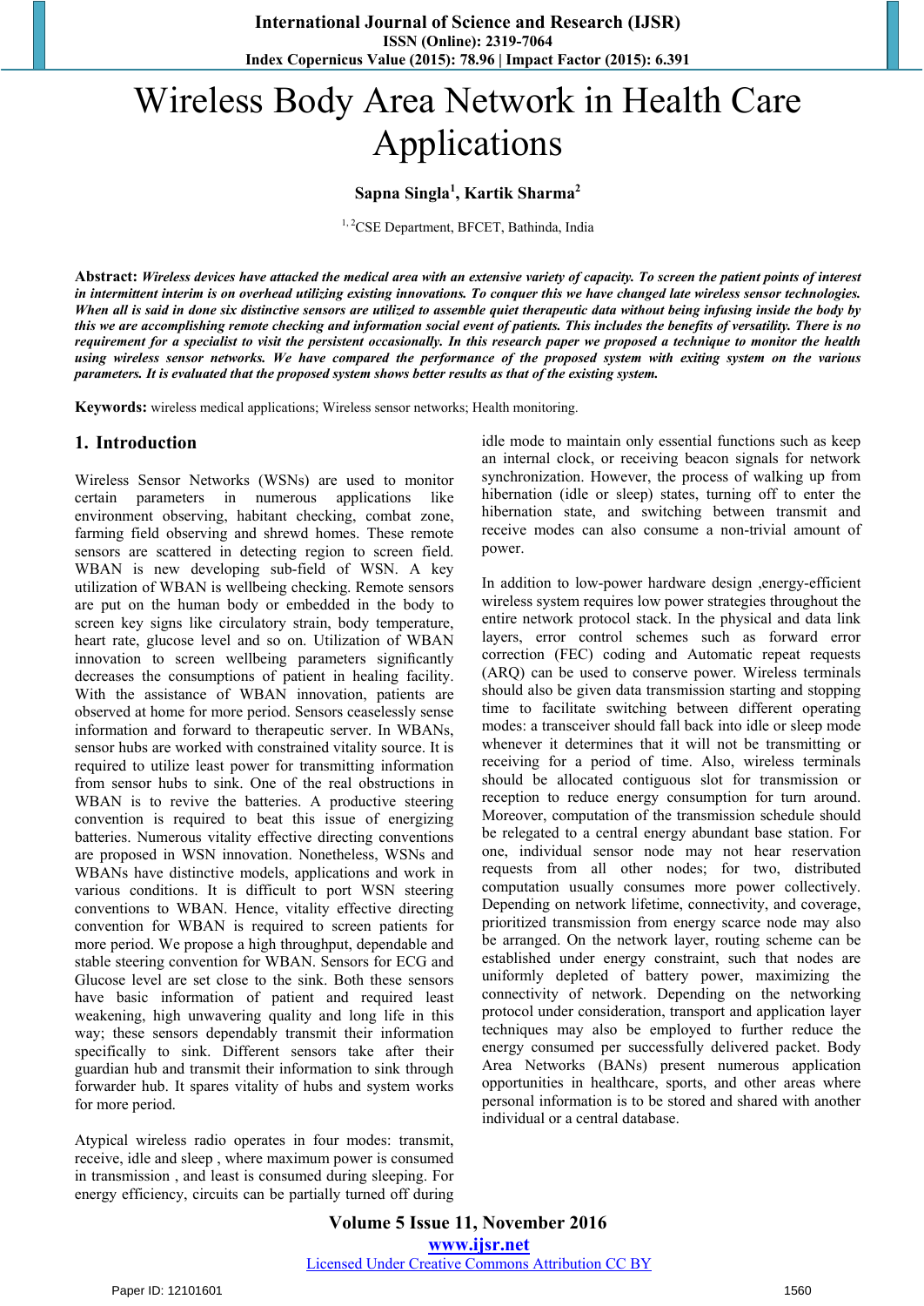# Wireless Body Area Network in Health Care Applications

**Sapna Singla[1], Kartik Sharma[2]**

[1, 2]CSE Department, BFCET, Bathinda, India

**Abstract:** ***Wireless devices have attacked the medical area with an extensive variety of capacity. To screen the patient points of interest in intermittent interim is on overhead utilizing existing innovations. To conquer this we have changed late wireless sensor technologies. When all is said in done six distinctive sensors are utilized to assemble quiet therapeutic data without being infusing inside the body by this we are accomplishing remote checking and information social event of patients. This includes the benefits of versatility. There is no requirement for a specialist to visit the persistent occasionally. In this research paper we proposed a technique to monitor the health using wireless sensor networks. We have compared the performance of the proposed system with exiting system on the various parameters. It is evaluated that the proposed system shows better results as that of the existing system.***

**Keywords:** wireless medical applications; Wireless sensor networks; Health monitoring.

## 1. Introduction

Wireless Sensor Networks (WSNs) are used to monitor certain parameters in numerous applications like environment observing, habitant checking, combat zone, farming field observing and shrewd homes. These remote sensors are scattered in detecting region to screen field. WBAN is new developing sub-field of WSN. A key utilization of WBAN is wellbeing checking. Remote sensors are put on the human body or embedded in the body to screen key signs like circulatory strain, body temperature, heart rate, glucose level and so on. Utilization of WBAN innovation to screen wellbeing parameters significantly decreases the consumptions of patient in healing facility. With the assistance of WBAN innovation, patients are observed at home for more period. Sensors ceaselessly sense information and forward to therapeutic server. In WBANs, sensor hubs are worked with constrained vitality source. It is required to utilize least power for transmitting information from sensor hubs to sink. One of the real obstructions in WBAN is to revive the batteries. A productive steering convention is required to beat this issue of energizing batteries. Numerous vitality effective directing conventions are proposed in WSN innovation. Nonetheless, WSNs and WBANs have distinctive models, applications and work in various conditions. It is difficult to port WSN steering conventions to WBAN. Hence, vitality effective directing convention for WBAN is required to screen patients for more period. We propose a high throughput, dependable and stable steering convention for WBAN. Sensors for ECG and Glucose level are set close to the sink. Both these sensors have basic information of patient and required least weakening, high unwavering quality and long life in this way; these sensors dependably transmit their information specifically to sink. Different sensors take after their guardian hub and transmit their information to sink through forwarder hub. It spares vitality of hubs and system works for more period.

Atypical wireless radio operates in four modes: transmit, receive, idle and sleep , where maximum power is consumed in transmission , and least is consumed during sleeping. For energy efficiency, circuits can be partially turned off during idle mode to maintain only essential functions such as keep an internal clock, or receiving beacon signals for network synchronization. However, the process of walking up from hibernation (idle or sleep) states, turning off to enter the hibernation state, and switching between transmit and receive modes can also consume a non-trivial amount of power.

In addition to low-power hardware design ,energy-efficient wireless system requires low power strategies throughout the entire network protocol stack. In the physical and data link layers, error control schemes such as forward error correction (FEC) coding and Automatic repeat requests (ARQ) can be used to conserve power. Wireless terminals should also be given data transmission starting and stopping time to facilitate switching between different operating modes: a transceiver should fall back into idle or sleep mode whenever it determines that it will not be transmitting or receiving for a period of time. Also, wireless terminals should be allocated contiguous slot for transmission or reception to reduce energy consumption for turn around. Moreover, computation of the transmission schedule should be relegated to a central energy abundant base station. For one, individual sensor node may not hear reservation requests from all other nodes; for two, distributed computation usually consumes more power collectively. Depending on network lifetime, connectivity, and coverage, prioritized transmission from energy scarce node may also be arranged. On the network layer, routing scheme can be established under energy constraint, such that nodes are uniformly depleted of battery power, maximizing the connectivity of network. Depending on the networking protocol under consideration, transport and application layer techniques may also be employed to further reduce the energy consumed per successfully delivered packet. Body Area Networks (BANs) present numerous application opportunities in healthcare, sports, and other areas where personal information is to be stored and shared with another individual or a central database.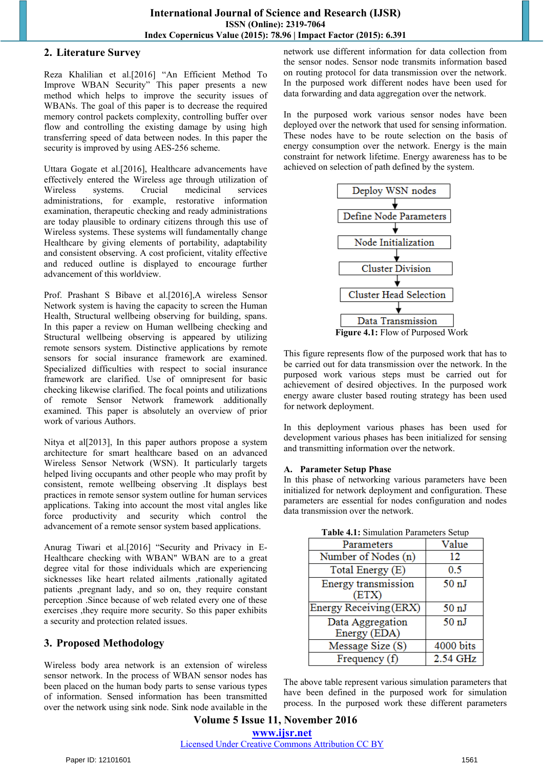## 2. Literature Survey

Reza Khalilian et al.[2016] "An Efficient Method To Improve WBAN Security" This paper presents a new method which helps to improve the security issues of WBANs. The goal of this paper is to decrease the required memory control packets complexity, controlling buffer over flow and controlling the existing damage by using high transferring speed of data between nodes. In this paper the security is improved by using AES-256 scheme.

Uttara Gogate et al.[2016], Healthcare advancements have effectively entered the Wireless age through utilization of Wireless systems. Crucial medicinal services administrations, for example, restorative information examination, therapeutic checking and ready administrations are today plausible to ordinary citizens through this use of Wireless systems. These systems will fundamentally change Healthcare by giving elements of portability, adaptability and consistent observing. A cost proficient, vitality effective and reduced outline is displayed to encourage further advancement of this worldview.

Prof. Prashant S Bibave et al.[2016],A wireless Sensor Network system is having the capacity to screen the Human Health, Structural wellbeing observing for building, spans. In this paper a review on Human wellbeing checking and Structural wellbeing observing is appeared by utilizing remote sensors system. Distinctive applications by remote sensors for social insurance framework are examined. Specialized difficulties with respect to social insurance framework are clarified. Use of omnipresent for basic checking likewise clarified. The focal points and utilizations of remote Sensor Network framework additionally examined. This paper is absolutely an overview of prior work of various Authors.

Nitya et al[2013], In this paper authors propose a system architecture for smart healthcare based on an advanced Wireless Sensor Network (WSN). It particularly targets helped living occupants and other people who may profit by consistent, remote wellbeing observing .It displays best practices in remote sensor system outline for human services applications. Taking into account the most vital angles like force productivity and security which control the advancement of a remote sensor system based applications.

Anurag Tiwari et al.[2016] "Security and Privacy in E-Healthcare checking with WBAN" WBAN are to a great degree vital for those individuals which are experiencing sicknesses like heart related ailments ,rationally agitated patients ,pregnant lady, and so on, they require constant perception .Since because of web related every one of these exercises ,they require more security. So this paper exhibits a security and protection related issues.

## 3. Proposed Methodology

Wireless body area network is an extension of wireless sensor network. In the process of WBAN sensor nodes has been placed on the human body parts to sense various types of information. Sensed information has been transmitted over the network using sink node. Sink node available in the network use different information for data collection from the sensor nodes. Sensor node transmits information based on routing protocol for data transmission over the network. In the purposed work different nodes have been used for data forwarding and data aggregation over the network.

In the purposed work various sensor nodes have been deployed over the network that used for sensing information. These nodes have to be route selection on the basis of energy consumption over the network. Energy is the main constraint for network lifetime. Energy awareness has to be achieved on selection of path defined by the system.

Deploy WSN nodes → Define Node Parameters → Node Initialization → Cluster Division → Cluster Head Selection → Data Transmission

**Figure 4.1:** Flow of Purposed Work

This figure represents flow of the purposed work that has to be carried out for data transmission over the network. In the purposed work various steps must be carried out for achievement of desired objectives. In the purposed work energy aware cluster based routing strategy has been used for network deployment.

In this deployment various phases has been used for development various phases has been initialized for sensing and transmitting information over the network.

### A. Parameter Setup Phase

In this phase of networking various parameters have been initialized for network deployment and configuration. These parameters are essential for nodes configuration and nodes data transmission over the network.

**Table 4.1:** Simulation Parameters Setup

| Parameters | Value |
|---|---|
| Number of Nodes (n) | 12 |
| Total Energy (E) | 0.5 |
| Energy transmission (ETX) | 50 nJ |
| Energy Receiving (ERX) | 50 nJ |
| Data Aggregation Energy (EDA) | 50 nJ |
| Message Size (S) | 4000 bits |
| Frequency (f) | 2.54 GHz |

The above table represent various simulation parameters that have been defined in the purposed work for simulation process. In the purposed work these different parameters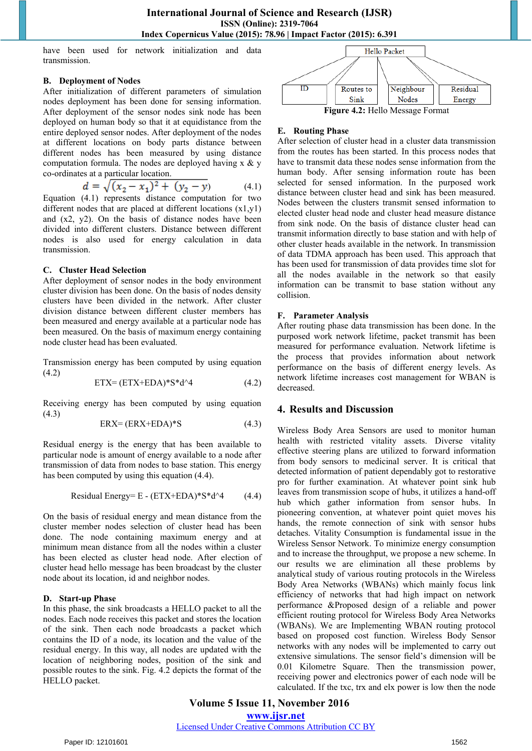have been used for network initialization and data transmission.

### B. Deployment of Nodes

After initialization of different parameters of simulation nodes deployment has been done for sensing information. After deployment of the sensor nodes sink node has been deployed on human body so that it at equidistance from the entire deployed sensor nodes. After deployment of the nodes at different locations on body parts distance between different nodes has been measured by using distance computation formula. The nodes are deployed having x & y co-ordinates at a particular location.

$$d = \sqrt{(x_2 - x_1)^2 + (y_2 - y)} \tag{4.1}$$

Equation (4.1) represents distance computation for two different nodes that are placed at different locations (x1,y1) and (x2, y2). On the basis of distance nodes have been divided into different clusters. Distance between different nodes is also used for energy calculation in data transmission.

### C. Cluster Head Selection

After deployment of sensor nodes in the body environment cluster division has been done. On the basis of nodes density clusters have been divided in the network. After cluster division distance between different cluster members has been measured and energy available at a particular node has been measured. On the basis of maximum energy containing node cluster head has been evaluated.

Transmission energy has been computed by using equation (4.2)

ETX= (ETX+EDA)*S*d^4 (4.2)

Receiving energy has been computed by using equation (4.3)

ERX= (ERX+EDA)*S (4.3)

Residual energy is the energy that has been available to particular node is amount of energy available to a node after transmission of data from nodes to base station. This energy has been computed by using this equation (4.4).

Residual Energy= E - (ETX+EDA)*S*d^4 (4.4)

On the basis of residual energy and mean distance from the cluster member nodes selection of cluster head has been done. The node containing maximum energy and at minimum mean distance from all the nodes within a cluster has been elected as cluster head node. After election of cluster head hello message has been broadcast by the cluster node about its location, id and neighbor nodes.

### D. Start-up Phase

In this phase, the sink broadcasts a HELLO packet to all the nodes. Each node receives this packet and stores the location of the sink. Then each node broadcasts a packet which contains the ID of a node, its location and the value of the residual energy. In this way, all nodes are updated with the location of neighboring nodes, position of the sink and possible routes to the sink. Fig. 4.2 depicts the format of the HELLO packet.

Hello Packet

| ID | Routes to Sink | Neighbour Nodes | Residual Energy |
|---|---|---|---|

**Figure 4.2:** Hello Message Format

### E. Routing Phase

After selection of cluster head in a cluster data transmission from the routes has been started. In this process nodes that have to transmit data these nodes sense information from the human body. After sensing information route has been selected for sensed information. In the purposed work distance between cluster head and sink has been measured. Nodes between the clusters transmit sensed information to elected cluster head node and cluster head measure distance from sink node. On the basis of distance cluster head can transmit information directly to base station and with help of other cluster heads available in the network. In transmission of data TDMA approach has been used. This approach that has been used for transmission of data provides time slot for all the nodes available in the network so that easily information can be transmit to base station without any collision.

### F. Parameter Analysis

After routing phase data transmission has been done. In the purposed work network lifetime, packet transmit has been measured for performance evaluation. Network lifetime is the process that provides information about network performance on the basis of different energy levels. As network lifetime increases cost management for WBAN is decreased.

## 4. Results and Discussion

Wireless Body Area Sensors are used to monitor human health with restricted vitality assets. Diverse vitality effective steering plans are utilized to forward information from body sensors to medicinal server. It is critical that detected information of patient dependably got to restorative pro for further examination. At whatever point sink hub leaves from transmission scope of hubs, it utilizes a hand-off hub which gather information from sensor hubs. In pioneering convention, at whatever point quiet moves his hands, the remote connection of sink with sensor hubs detaches. Vitality Consumption is fundamental issue in the Wireless Sensor Network. To minimize energy consumption and to increase the throughput, we propose a new scheme. In our results we are elimination all these problems by analytical study of various routing protocols in the Wireless Body Area Networks (WBANs) which mainly focus link efficiency of networks that had high impact on network performance &Proposed design of a reliable and power efficient routing protocol for Wireless Body Area Networks (WBANs). We are Implementing WBAN routing protocol based on proposed cost function. Wireless Body Sensor networks with any nodes will be implemented to carry out extensive simulations. The sensor field's dimension will be 0.01 Kilometre Square. Then the transmission power, receiving power and electronics power of each node will be calculated. If the txc, trx and elx power is low then the node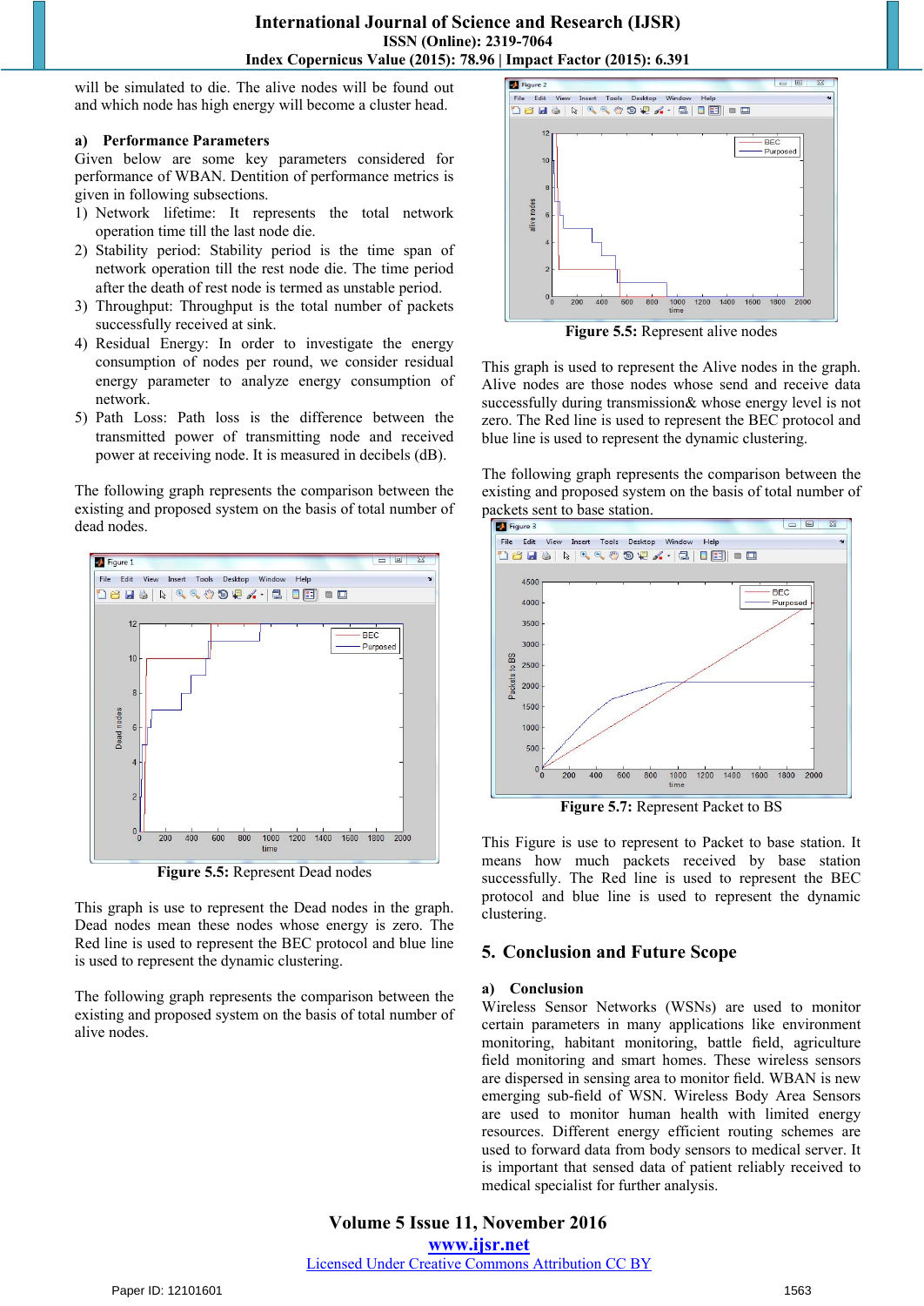will be simulated to die. The alive nodes will be found out and which node has high energy will become a cluster head.

**a) Performance Parameters**

Given below are some key parameters considered for performance of WBAN. Dentition of performance metrics is given in following subsections.

1) Network lifetime: It represents the total network operation time till the last node die.
2) Stability period: Stability period is the time span of network operation till the rest node die. The time period after the death of rest node is termed as unstable period.
3) Throughput: Throughput is the total number of packets successfully received at sink.
4) Residual Energy: In order to investigate the energy consumption of nodes per round, we consider residual energy parameter to analyze energy consumption of network.
5) Path Loss: Path loss is the difference between the transmitted power of transmitting node and received power at receiving node. It is measured in decibels (dB).

The following graph represents the comparison between the existing and proposed system on the basis of total number of dead nodes.

**Figure 5.5:** Represent Dead nodes

This graph is use to represent the Dead nodes in the graph. Dead nodes mean these nodes whose energy is zero. The Red line is used to represent the BEC protocol and blue line is used to represent the dynamic clustering.

The following graph represents the comparison between the existing and proposed system on the basis of total number of alive nodes.

**Figure 5.5:** Represent alive nodes

This graph is used to represent the Alive nodes in the graph. Alive nodes are those nodes whose send and receive data successfully during transmission& whose energy level is not zero. The Red line is used to represent the BEC protocol and blue line is used to represent the dynamic clustering.

The following graph represents the comparison between the existing and proposed system on the basis of total number of packets sent to base station.

**Figure 5.7:** Represent Packet to BS

This Figure is use to represent to Packet to base station. It means how much packets received by base station successfully. The Red line is used to represent the BEC protocol and blue line is used to represent the dynamic clustering.

## 5. Conclusion and Future Scope

**a) Conclusion**

Wireless Sensor Networks (WSNs) are used to monitor certain parameters in many applications like environment monitoring, habitant monitoring, battle field, agriculture field monitoring and smart homes. These wireless sensors are dispersed in sensing area to monitor field. WBAN is new emerging sub-field of WSN. Wireless Body Area Sensors are used to monitor human health with limited energy resources. Different energy efficient routing schemes are used to forward data from body sensors to medical server. It is important that sensed data of patient reliably received to medical specialist for further analysis.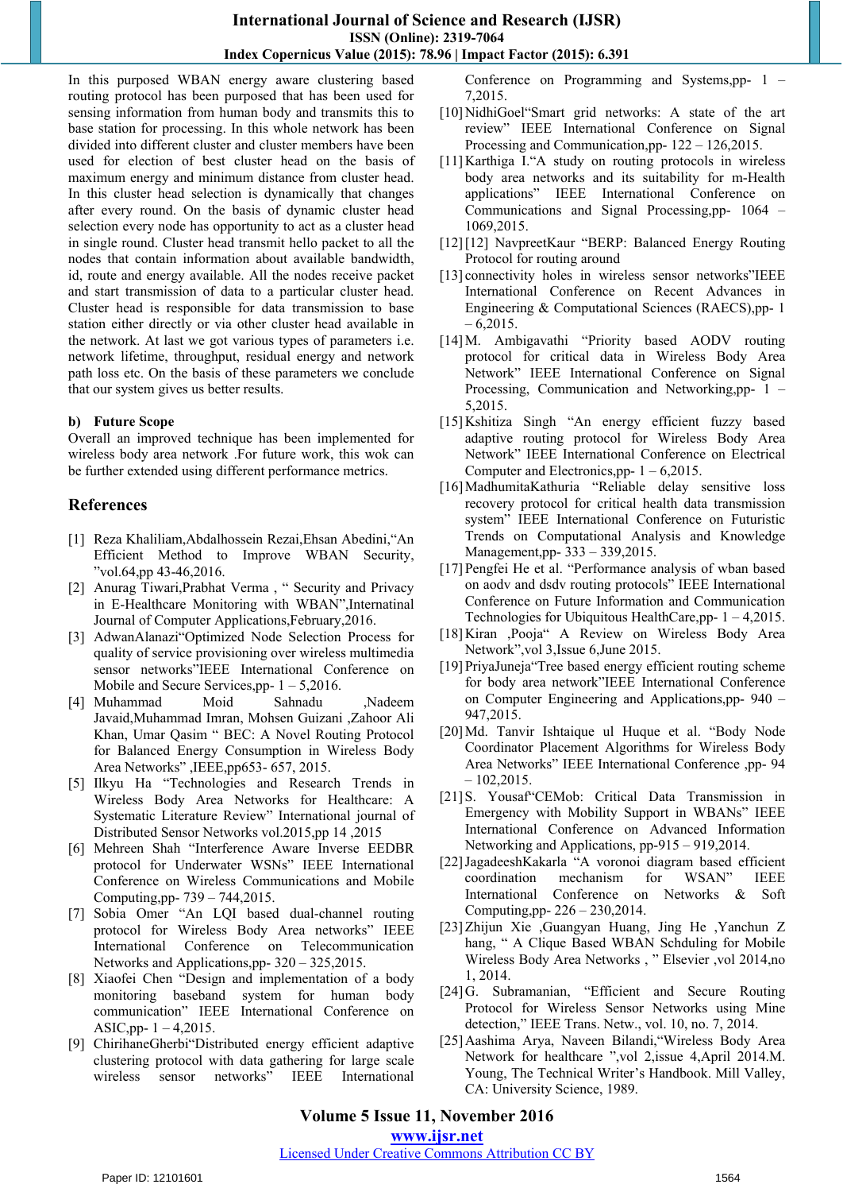In this purposed WBAN energy aware clustering based routing protocol has been purposed that has been used for sensing information from human body and transmits this to base station for processing. In this whole network has been divided into different cluster and cluster members have been used for election of best cluster head on the basis of maximum energy and minimum distance from cluster head. In this cluster head selection is dynamically that changes after every round. On the basis of dynamic cluster head selection every node has opportunity to act as a cluster head in single round. Cluster head transmit hello packet to all the nodes that contain information about available bandwidth, id, route and energy available. All the nodes receive packet and start transmission of data to a particular cluster head. Cluster head is responsible for data transmission to base station either directly or via other cluster head available in the network. At last we got various types of parameters i.e. network lifetime, throughput, residual energy and network path loss etc. On the basis of these parameters we conclude that our system gives us better results.

### b) Future Scope

Overall an improved technique has been implemented for wireless body area network .For future work, this wok can be further extended using different performance metrics.

## References

[1] Reza Khaliliam,Abdalhossein Rezai,Ehsan Abedini,"An Efficient Method to Improve WBAN Security, "vol.64,pp 43-46,2016.

[2] Anurag Tiwari,Prabhat Verma , " Security and Privacy in E-Healthcare Monitoring with WBAN",International Journal of Computer Applications,February,2016.

[3] AdwanAlanazi"Optimized Node Selection Process for quality of service provisioning over wireless multimedia sensor networks"IEEE International Conference on Mobile and Secure Services,pp- 1 – 5,2016.

[4] Muhammad Moid Sahnadu ,Nadeem Javaid,Muhammad Imran, Mohsen Guizani ,Zahoor Ali Khan, Umar Qasim " BEC: A Novel Routing Protocol for Balanced Energy Consumption in Wireless Body Area Networks" ,IEEE,pp653- 657, 2015.

[5] Ilkyu Ha "Technologies and Research Trends in Wireless Body Area Networks for Healthcare: A Systematic Literature Review" International journal of Distributed Sensor Networks vol.2015,pp 14 ,2015

[6] Mehreen Shah "Interference Aware Inverse EEDBR protocol for Underwater WSNs" IEEE International Conference on Wireless Communications and Mobile Computing,pp- 739 – 744,2015.

[7] Sobia Omer "An LQI based dual-channel routing protocol for Wireless Body Area networks" IEEE International Conference on Telecommunication Networks and Applications,pp- 320 – 325,2015.

[8] Xiaofei Chen "Design and implementation of a body monitoring baseband system for human body communication" IEEE International Conference on ASIC,pp- 1 – 4,2015.

[9] ChirihaneGherbi"Distributed energy efficient adaptive clustering protocol with data gathering for large scale wireless sensor networks" IEEE International Conference on Programming and Systems,pp- 1 – 7,2015.

[10] NidhiGoel"Smart grid networks: A state of the art review" IEEE International Conference on Signal Processing and Communication,pp- 122 – 126,2015.

[11] Karthiga I."A study on routing protocols in wireless body area networks and its suitability for m-Health applications" IEEE International Conference on Communications and Signal Processing,pp- 1064 – 1069,2015.

[12] [12] NavpreetKaur "BERP: Balanced Energy Routing Protocol for routing around

[13] connectivity holes in wireless sensor networks"IEEE International Conference on Recent Advances in Engineering & Computational Sciences (RAECS),pp- 1 – 6,2015.

[14] M. Ambigavathi "Priority based AODV routing protocol for critical data in Wireless Body Area Network" IEEE International Conference on Signal Processing, Communication and Networking,pp- 1 – 5,2015.

[15] Kshitiza Singh "An energy efficient fuzzy based adaptive routing protocol for Wireless Body Area Network" IEEE International Conference on Electrical Computer and Electronics,pp- 1 – 6,2015.

[16] MadhumitaKathuria "Reliable delay sensitive loss recovery protocol for critical health data transmission system" IEEE International Conference on Futuristic Trends on Computational Analysis and Knowledge Management,pp- 333 – 339,2015.

[17] Pengfei He et al. "Performance analysis of wban based on aodv and dsdv routing protocols" IEEE International Conference on Future Information and Communication Technologies for Ubiquitous HealthCare,pp- 1 – 4,2015.

[18] Kiran ,Pooja" A Review on Wireless Body Area Network",vol 3,Issue 6,June 2015.

[19] PriyaJuneja"Tree based energy efficient routing scheme for body area network"IEEE International Conference on Computer Engineering and Applications,pp- 940 – 947,2015.

[20] Md. Tanvir Ishtaique ul Huque et al. "Body Node Coordinator Placement Algorithms for Wireless Body Area Networks" IEEE International Conference ,pp- 94 – 102,2015.

[21] S. Yousaf"CEMob: Critical Data Transmission in Emergency with Mobility Support in WBANs" IEEE International Conference on Advanced Information Networking and Applications, pp-915 – 919,2014.

[22] JagadeeshKakarla "A voronoi diagram based efficient coordination mechanism for WSAN" IEEE International Conference on Networks & Soft Computing,pp- 226 – 230,2014.

[23] Zhijun Xie ,Guangyan Huang, Jing He ,Yanchun Z hang, " A Clique Based WBAN Schduling for Mobile Wireless Body Area Networks , " Elsevier ,vol 2014,no 1, 2014.

[24] G. Subramanian, "Efficient and Secure Routing Protocol for Wireless Sensor Networks using Mine detection," IEEE Trans. Netw., vol. 10, no. 7, 2014.

[25] Aashima Arya, Naveen Bilandi,"Wireless Body Area Network for healthcare ",vol 2,issue 4,April 2014.M. Young, The Technical Writer's Handbook. Mill Valley, CA: University Science, 1989.